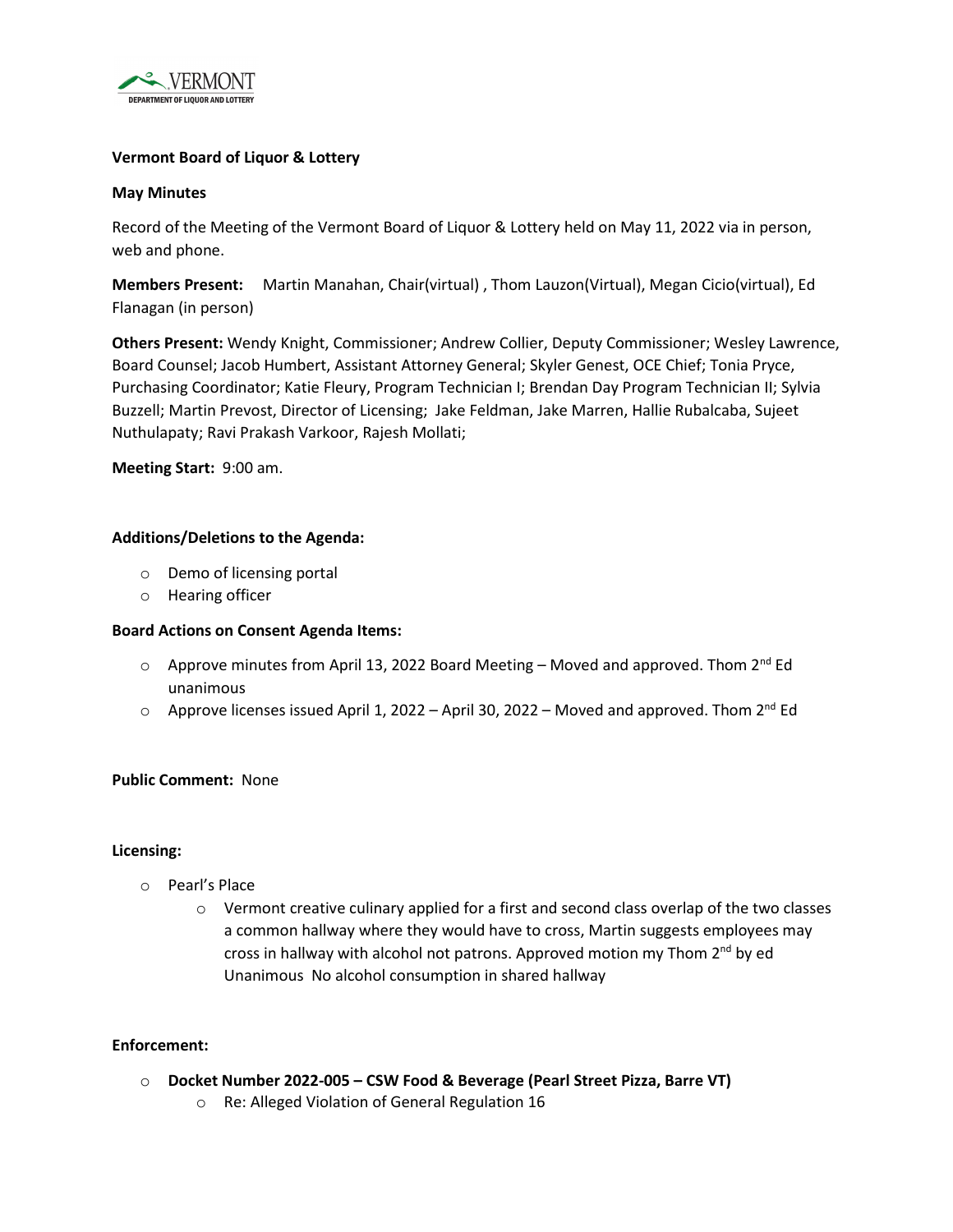**Vermont Board of Liquor & Lottery**

**May Minutes**

Record of the Meeting of the Vermont Board of Liquor & Lottery held on May 11, 2022 via in person, web and phone.

**Members Present:** Martin Manahan, Chair(virtual) , Thom Lauzon(Virtual), Megan Cicio(virtual), Ed Flanagan (in person)

**Others Present:** Wendy Knight, Commissioner; Andrew Collier, Deputy Commissioner; Wesley Lawrence, Board Counsel; Jacob Humbert, Assistant Attorney General; Skyler Genest, OCE Chief; Tonia Pryce, Purchasing Coordinator; Katie Fleury, Program Technician I; Brendan Day Program Technician II; Sylvia Buzzell; Martin Prevost, Director of Licensing; Jake Feldman, Jake Marren, Hallie Rubalcaba, Sujeet Nuthulapaty; Ravi Prakash Varkoor, Rajesh Mollati;

**Meeting Start:** 9:00 am.

**Additions/Deletions to the Agenda:**

- Demo of licensing portal
- Hearing officer

**Board Actions on Consent Agenda Items:**

- Approve minutes from April 13, 2022 Board Meeting – Moved and approved. Thom 2nd Ed unanimous
- Approve licenses issued April 1, 2022 – April 30, 2022 – Moved and approved. Thom 2nd Ed

**Public Comment:** None

**Licensing:**

- Pearl's Place
  - Vermont creative culinary applied for a first and second class overlap of the two classes a common hallway where they would have to cross, Martin suggests employees may cross in hallway with alcohol not patrons. Approved motion my Thom 2nd by ed Unanimous No alcohol consumption in shared hallway

**Enforcement:**

- **Docket Number 2022-005 – CSW Food & Beverage (Pearl Street Pizza, Barre VT)**
  - Re: Alleged Violation of General Regulation 16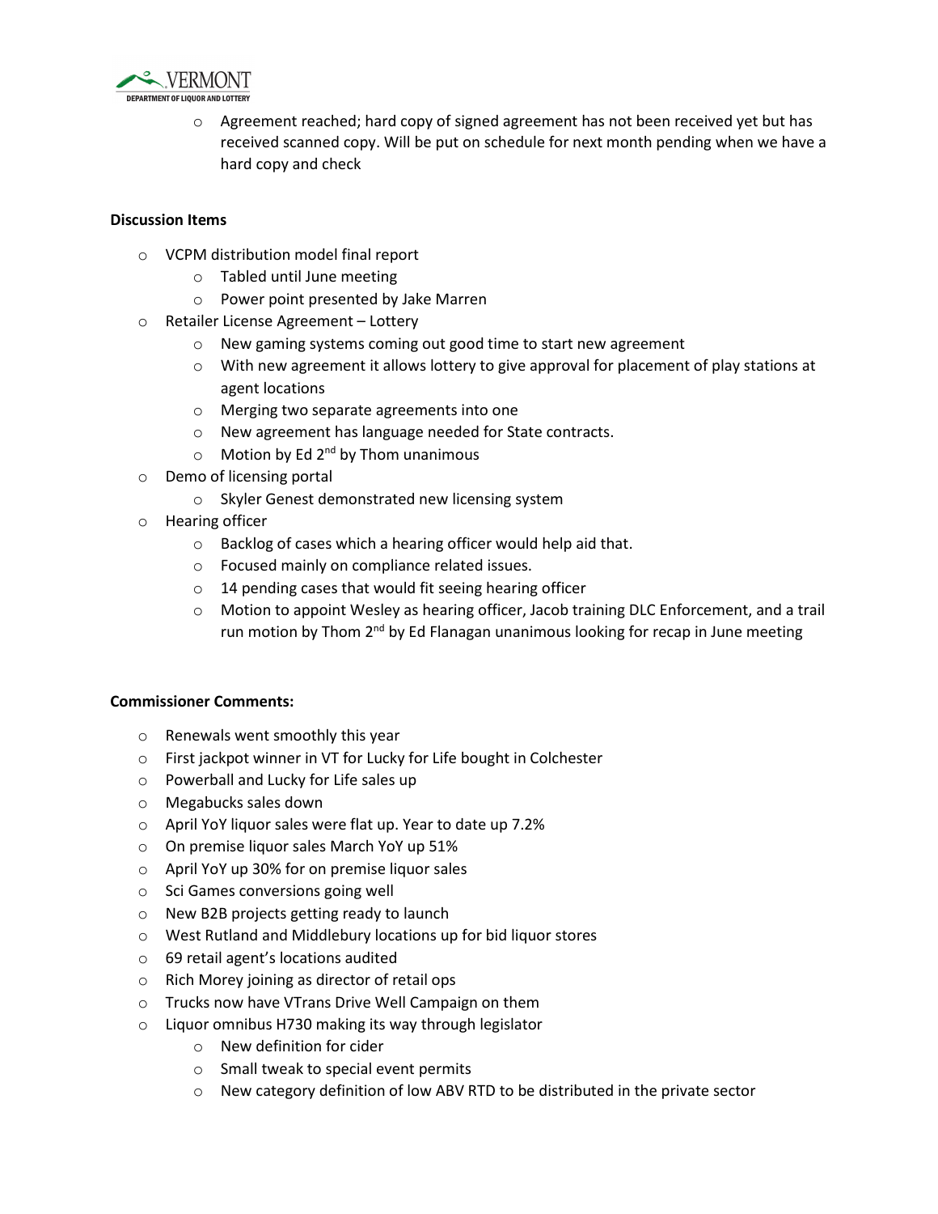- Agreement reached; hard copy of signed agreement has not been received yet but has received scanned copy. Will be put on schedule for next month pending when we have a hard copy and check

**Discussion Items**

- VCPM distribution model final report
  - Tabled until June meeting
  - Power point presented by Jake Marren
- Retailer License Agreement – Lottery
  - New gaming systems coming out good time to start new agreement
  - With new agreement it allows lottery to give approval for placement of play stations at agent locations
  - Merging two separate agreements into one
  - New agreement has language needed for State contracts.
  - Motion by Ed 2nd by Thom unanimous
- Demo of licensing portal
  - Skyler Genest demonstrated new licensing system
- Hearing officer
  - Backlog of cases which a hearing officer would help aid that.
  - Focused mainly on compliance related issues.
  - 14 pending cases that would fit seeing hearing officer
  - Motion to appoint Wesley as hearing officer, Jacob training DLC Enforcement, and a trail run motion by Thom 2nd by Ed Flanagan unanimous looking for recap in June meeting

**Commissioner Comments:**

- Renewals went smoothly this year
- First jackpot winner in VT for Lucky for Life bought in Colchester
- Powerball and Lucky for Life sales up
- Megabucks sales down
- April YoY liquor sales were flat up. Year to date up 7.2%
- On premise liquor sales March YoY up 51%
- April YoY up 30% for on premise liquor sales
- Sci Games conversions going well
- New B2B projects getting ready to launch
- West Rutland and Middlebury locations up for bid liquor stores
- 69 retail agent's locations audited
- Rich Morey joining as director of retail ops
- Trucks now have VTrans Drive Well Campaign on them
- Liquor omnibus H730 making its way through legislator
  - New definition for cider
  - Small tweak to special event permits
  - New category definition of low ABV RTD to be distributed in the private sector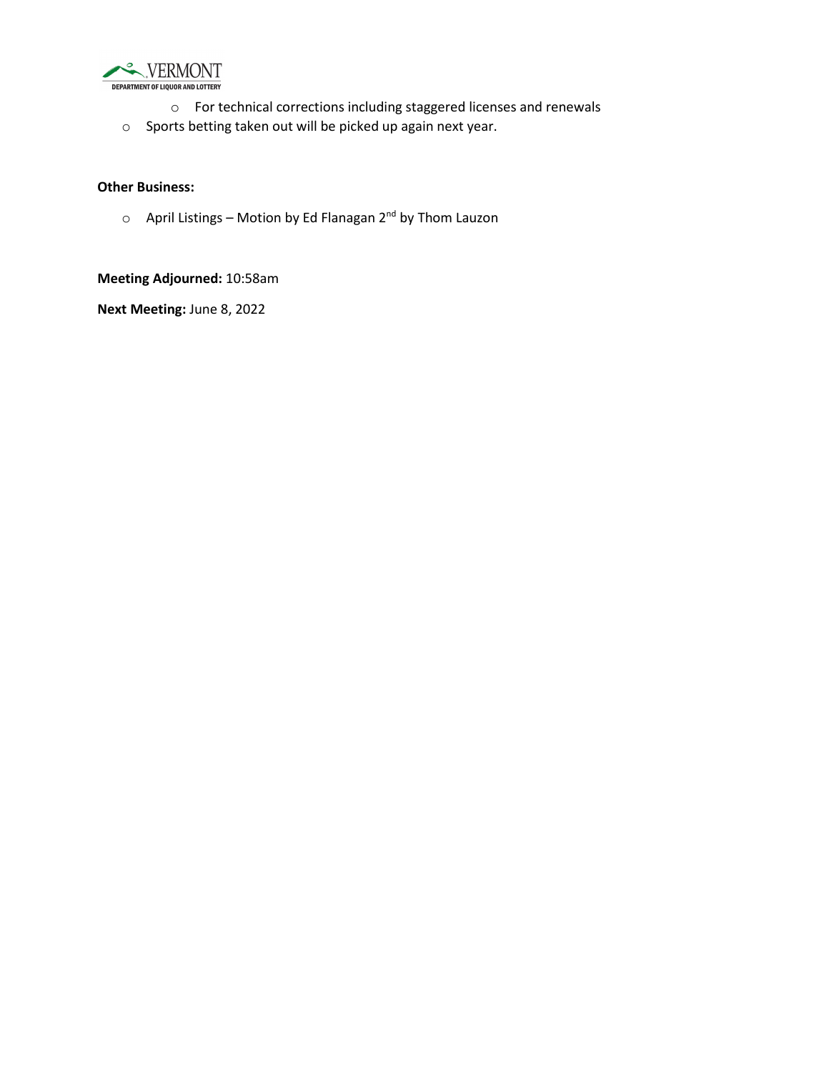- For technical corrections including staggered licenses and renewals
  - Sports betting taken out will be picked up again next year.

**Other Business:**

- April Listings – Motion by Ed Flanagan 2nd by Thom Lauzon

**Meeting Adjourned:** 10:58am

**Next Meeting:** June 8, 2022